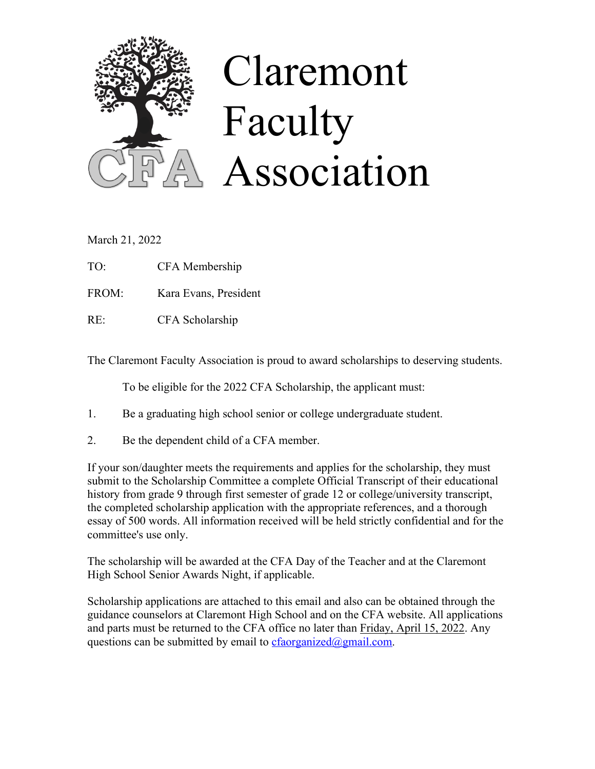# Claremont Faculty Association

March 21, 2022

TO: CFA Membership

FROM: Kara Evans, President

RE: CFA Scholarship

The Claremont Faculty Association is proud to award scholarships to deserving students.

To be eligible for the 2022 CFA Scholarship, the applicant must:

1. Be a graduating high school senior or college undergraduate student.
2. Be the dependent child of a CFA member.

If your son/daughter meets the requirements and applies for the scholarship, they must submit to the Scholarship Committee a complete Official Transcript of their educational history from grade 9 through first semester of grade 12 or college/university transcript, the completed scholarship application with the appropriate references, and a thorough essay of 500 words. All information received will be held strictly confidential and for the committee's use only.

The scholarship will be awarded at the CFA Day of the Teacher and at the Claremont High School Senior Awards Night, if applicable.

Scholarship applications are attached to this email and also can be obtained through the guidance counselors at Claremont High School and on the CFA website. All applications and parts must be returned to the CFA office no later than Friday, April 15, 2022. Any questions can be submitted by email to cfaorganized@gmail.com.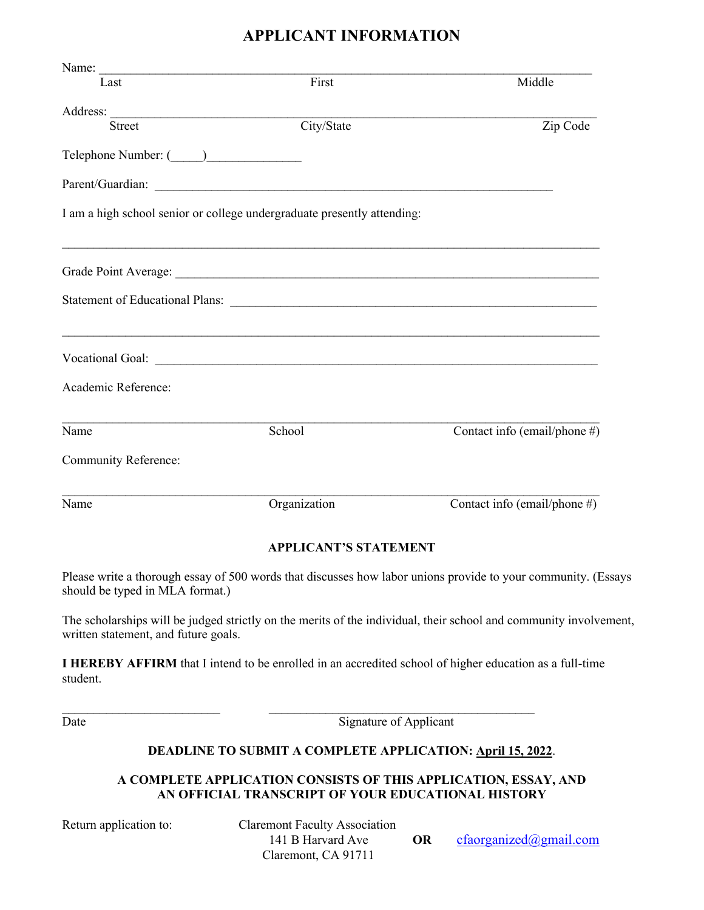# APPLICANT INFORMATION

Name: ___________________________________________________________________________

Last                                        First                                        Middle

Address: _________________________________________________________________________

Street                                        City/State                                        Zip Code

Telephone Number: (_____)_______________

Parent/Guardian: _____________________________________________________________

I am a high school senior or college undergraduate presently attending:

_________________________________________________________________________________

Grade Point Average: ______________________________________________________________

Statement of Educational Plans: ______________________________________________________

_________________________________________________________________________________

Vocational Goal: _________________________________________________________________

Academic Reference:

_________________________________________________________________________________

Name                                        School                                        Contact info (email/phone #)

Community Reference:

_________________________________________________________________________________

Name                                        Organization                                        Contact info (email/phone #)

## APPLICANT'S STATEMENT

Please write a thorough essay of 500 words that discusses how labor unions provide to your community. (Essays should be typed in MLA format.)

The scholarships will be judged strictly on the merits of the individual, their school and community involvement, written statement, and future goals.

**I HEREBY AFFIRM** that I intend to be enrolled in an accredited school of higher education as a full-time student.

_________________________          __________________________________________

Date                                        Signature of Applicant

**DEADLINE TO SUBMIT A COMPLETE APPLICATION: April 15, 2022**.

**A COMPLETE APPLICATION CONSISTS OF THIS APPLICATION, ESSAY, AND AN OFFICIAL TRANSCRIPT OF YOUR EDUCATIONAL HISTORY**

Return application to:

Claremont Faculty Association
141 B Harvard Ave
Claremont, CA 91711

**OR**

cfaorganized@gmail.com